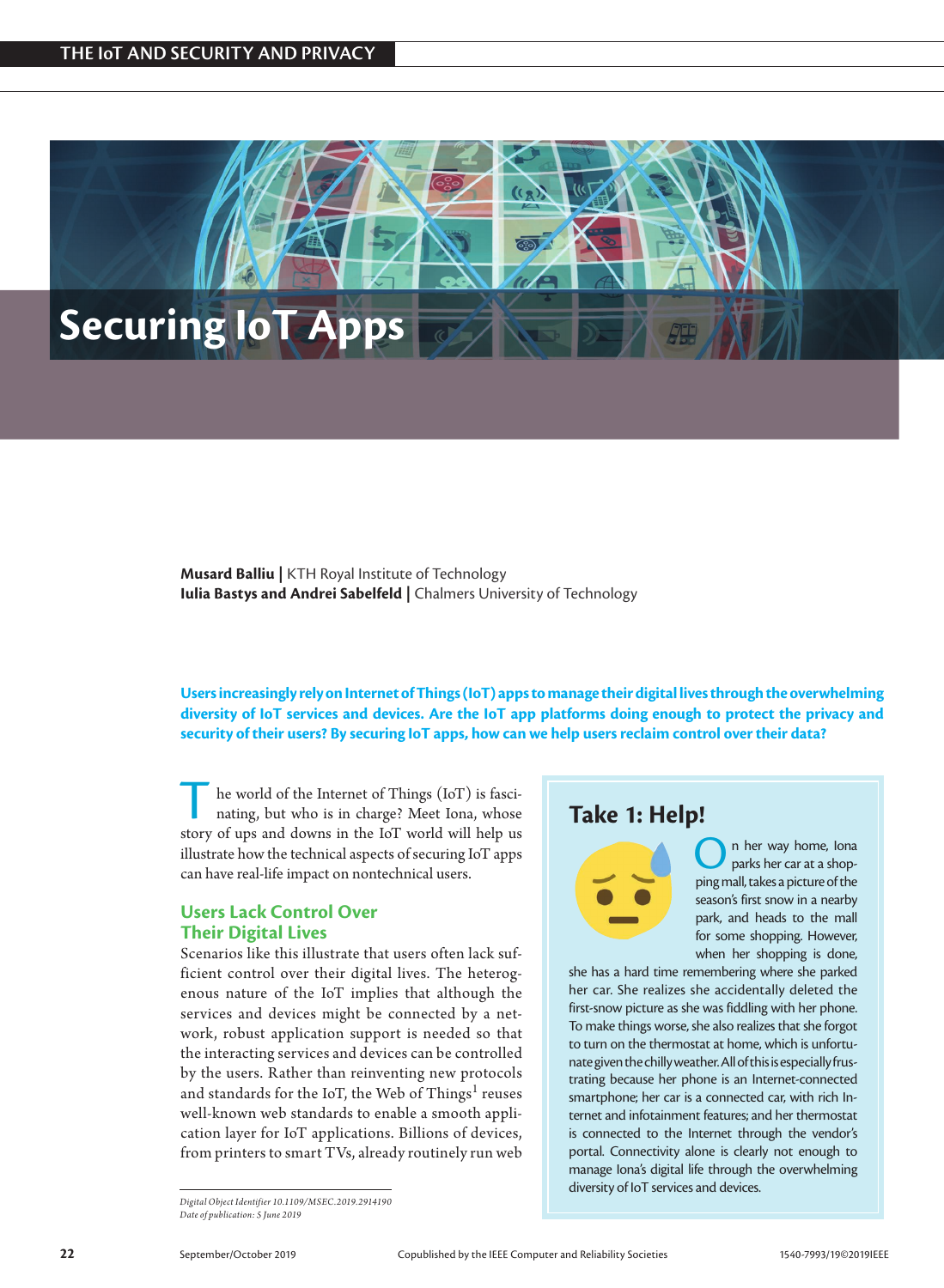# Securing IoT Apps

**Musard Balliu** | KTH Royal Institute of Technology
**Iulia Bastys and Andrei Sabelfeld** | Chalmers University of Technology

**Users increasingly rely on Internet of Things (IoT) apps to manage their digital lives through the overwhelming diversity of IoT services and devices. Are the IoT app platforms doing enough to protect the privacy and security of their users? By securing IoT apps, how can we help users reclaim control over their data?**

The world of the Internet of Things (IoT) is fascinating, but who is in charge? Meet Iona, whose story of ups and downs in the IoT world will help us illustrate how the technical aspects of securing IoT apps can have real-life impact on nontechnical users.

## Users Lack Control Over Their Digital Lives

Scenarios like this illustrate that users often lack sufficient control over their digital lives. The heterogenous nature of the IoT implies that although the services and devices might be connected by a network, robust application support is needed so that the interacting services and devices can be controlled by the users. Rather than reinventing new protocols and standards for the IoT, the Web of Things[1] reuses well-known web standards to enable a smooth application layer for IoT applications. Billions of devices, from printers to smart TVs, already routinely run web

### Take 1: Help!

On her way home, Iona parks her car at a shopping mall, takes a picture of the season's first snow in a nearby park, and heads to the mall for some shopping. However, when her shopping is done, she has a hard time remembering where she parked her car. She realizes she accidentally deleted the first-snow picture as she was fiddling with her phone. To make things worse, she also realizes that she forgot to turn on the thermostat at home, which is unfortunate given the chilly weather. All of this is especially frustrating because her phone is an Internet-connected smartphone; her car is a connected car, with rich Internet and infotainment features; and her thermostat is connected to the Internet through the vendor's portal. Connectivity alone is clearly not enough to manage Iona's digital life through the overwhelming diversity of IoT services and devices.

*Digital Object Identifier 10.1109/MSEC.2019.2914190*
*Date of publication: 5 June 2019*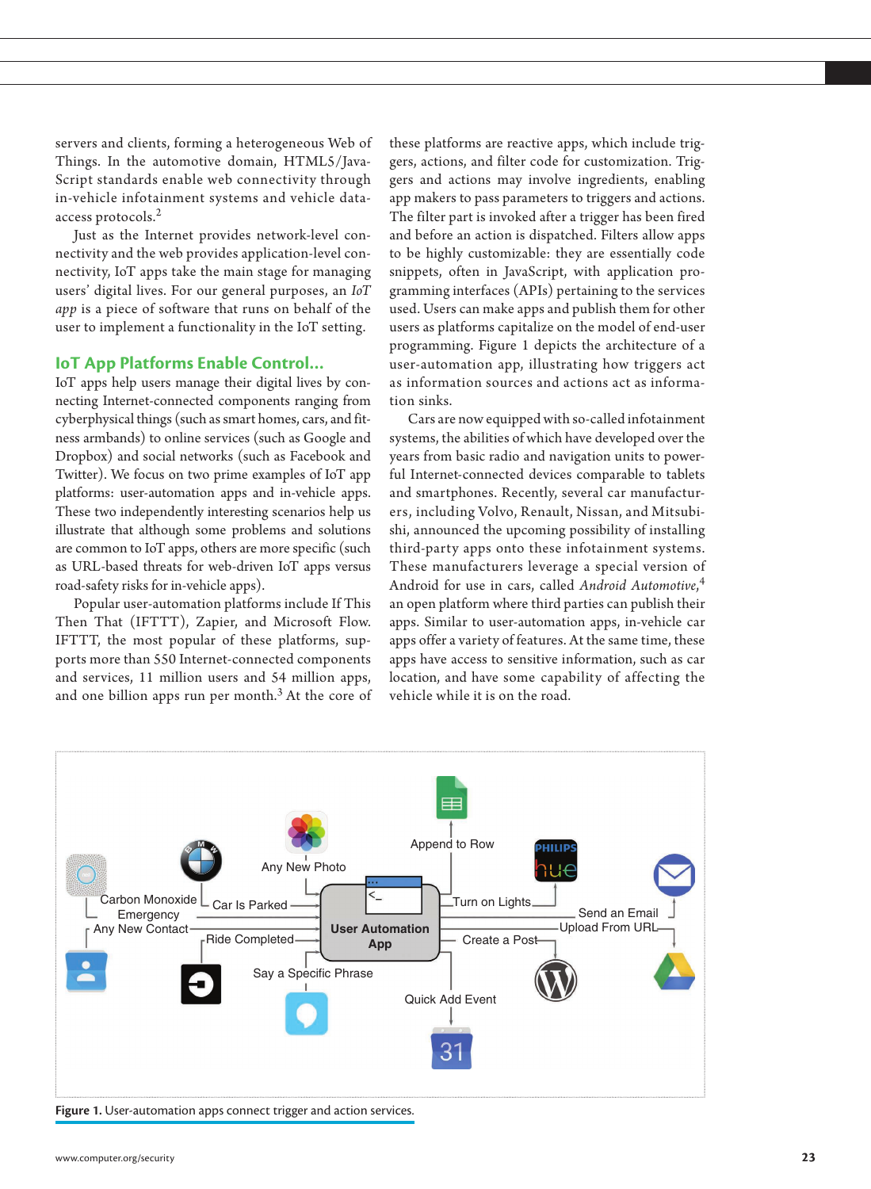servers and clients, forming a heterogeneous Web of Things. In the automotive domain, HTML5/JavaScript standards enable web connectivity through in-vehicle infotainment systems and vehicle data-access protocols.[2]

Just as the Internet provides network-level connectivity and the web provides application-level connectivity, IoT apps take the main stage for managing users' digital lives. For our general purposes, an *IoT app* is a piece of software that runs on behalf of the user to implement a functionality in the IoT setting.

## IoT App Platforms Enable Control...

IoT apps help users manage their digital lives by connecting Internet-connected components ranging from cyberphysical things (such as smart homes, cars, and fitness armbands) to online services (such as Google and Dropbox) and social networks (such as Facebook and Twitter). We focus on two prime examples of IoT app platforms: user-automation apps and in-vehicle apps. These two independently interesting scenarios help us illustrate that although some problems and solutions are common to IoT apps, others are more specific (such as URL-based threats for web-driven IoT apps versus road-safety risks for in-vehicle apps).

Popular user-automation platforms include If This Then That (IFTTT), Zapier, and Microsoft Flow. IFTTT, the most popular of these platforms, supports more than 550 Internet-connected components and services, 11 million users and 54 million apps, and one billion apps run per month.[3] At the core of these platforms are reactive apps, which include triggers, actions, and filter code for customization. Triggers and actions may involve ingredients, enabling app makers to pass parameters to triggers and actions. The filter part is invoked after a trigger has been fired and before an action is dispatched. Filters allow apps to be highly customizable: they are essentially code snippets, often in JavaScript, with application programming interfaces (APIs) pertaining to the services used. Users can make apps and publish them for other users as platforms capitalize on the model of end-user programming. Figure 1 depicts the architecture of a user-automation app, illustrating how triggers act as information sources and actions act as information sinks.

Cars are now equipped with so-called infotainment systems, the abilities of which have developed over the years from basic radio and navigation units to powerful Internet-connected devices comparable to tablets and smartphones. Recently, several car manufacturers, including Volvo, Renault, Nissan, and Mitsubishi, announced the upcoming possibility of installing third-party apps onto these infotainment systems. These manufacturers leverage a special version of Android for use in cars, called *Android Automotive*,[4] an open platform where third parties can publish their apps. Similar to user-automation apps, in-vehicle car apps offer a variety of features. At the same time, these apps have access to sensitive information, such as car location, and have some capability of affecting the vehicle while it is on the road.

**Figure 1.** User-automation apps connect trigger and action services.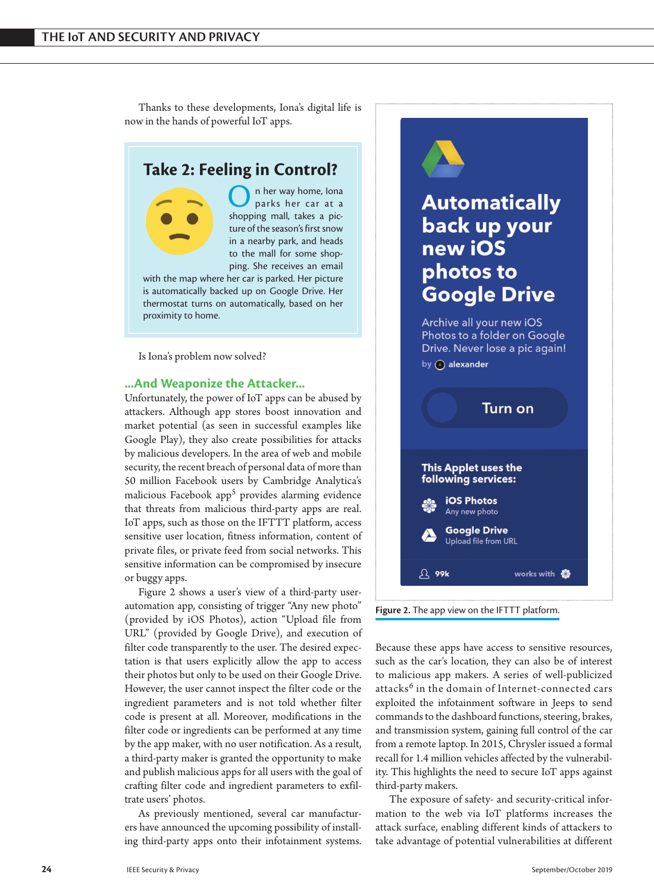Thanks to these developments, Iona's digital life is now in the hands of powerful IoT apps.

> ### Take 2: Feeling in Control?
>
> On her way home, Iona parks her car at a shopping mall, takes a picture of the season's first snow in a nearby park, and heads to the mall for some shopping. She receives an email with the map where her car is parked. Her picture is automatically backed up on Google Drive. Her thermostat turns on automatically, based on her proximity to home.

Is Iona's problem now solved?

## ...And Weaponize the Attacker...

Unfortunately, the power of IoT apps can be abused by attackers. Although app stores boost innovation and market potential (as seen in successful examples like Google Play), they also create possibilities for attacks by malicious developers. In the area of web and mobile security, the recent breach of personal data of more than 50 million Facebook users by Cambridge Analytica's malicious Facebook app[5] provides alarming evidence that threats from malicious third-party apps are real. IoT apps, such as those on the IFTTT platform, access sensitive user location, fitness information, content of private files, or private feed from social networks. This sensitive information can be compromised by insecure or buggy apps.

Figure 2 shows a user's view of a third-party user-automation app, consisting of trigger "Any new photo" (provided by iOS Photos), action "Upload file from URL" (provided by Google Drive), and execution of filter code transparently to the user. The desired expectation is that users explicitly allow the app to access their photos but only to be used on their Google Drive. However, the user cannot inspect the filter code or the ingredient parameters and is not told whether filter code is present at all. Moreover, modifications in the filter code or ingredients can be performed at any time by the app maker, with no user notification. As a result, a third-party maker is granted the opportunity to make and publish malicious apps for all users with the goal of crafting filter code and ingredient parameters to exfiltrate users' photos.

As previously mentioned, several car manufacturers have announced the upcoming possibility of installing third-party apps onto their infotainment systems.

**Automatically back up your new iOS photos to Google Drive**

Archive all your new iOS Photos to a folder on Google Drive. Never lose a pic again!

by alexander

Turn on

**This Applet uses the following services:**

**iOS Photos**
Any new photo

**Google Drive**
Upload file from URL

99k — works with

**Figure 2.** The app view on the IFTTT platform.

Because these apps have access to sensitive resources, such as the car's location, they can also be of interest to malicious app makers. A series of well-publicized attacks[6] in the domain of Internet-connected cars exploited the infotainment software in Jeeps to send commands to the dashboard functions, steering, brakes, and transmission system, gaining full control of the car from a remote laptop. In 2015, Chrysler issued a formal recall for 1.4 million vehicles affected by the vulnerability. This highlights the need to secure IoT apps against third-party makers.

The exposure of safety- and security-critical information to the web via IoT platforms increases the attack surface, enabling different kinds of attackers to take advantage of potential vulnerabilities at different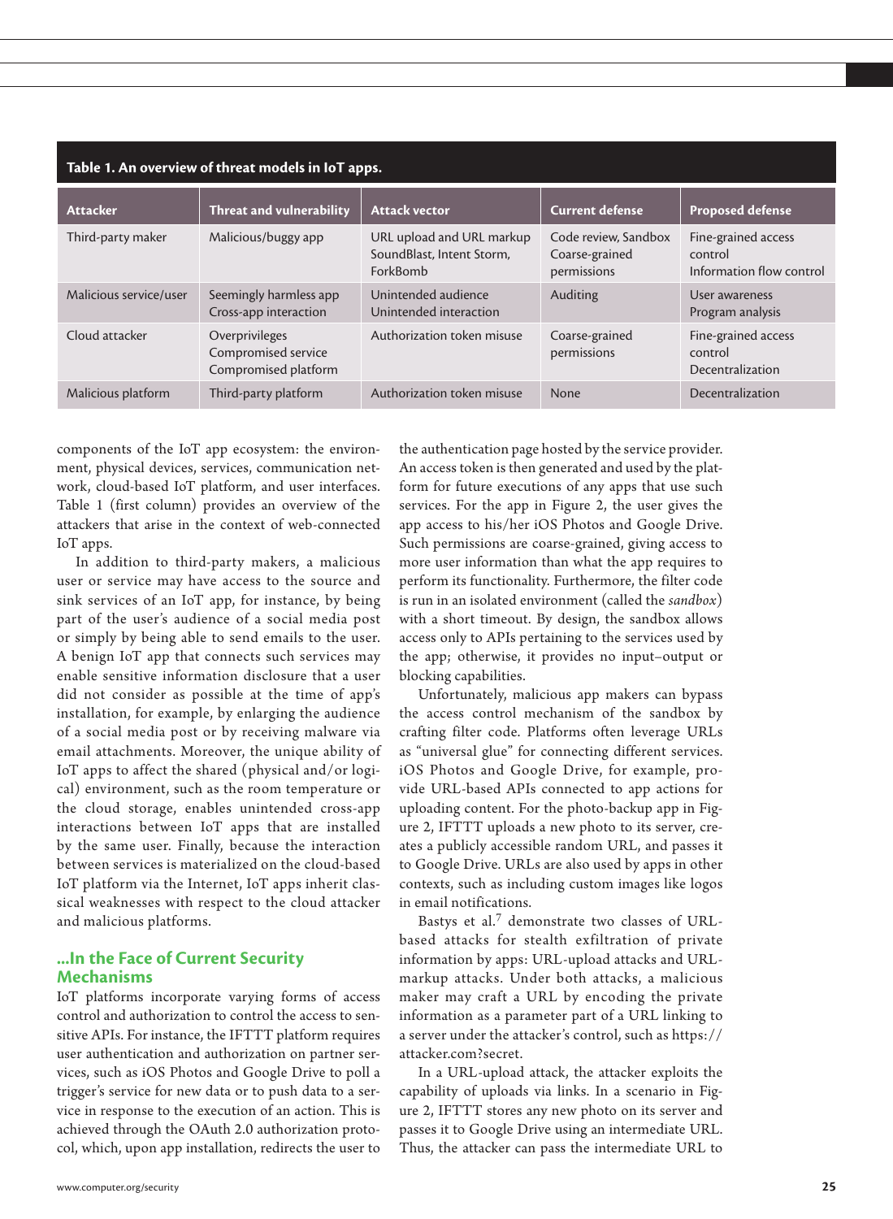**Table 1. An overview of threat models in IoT apps.**

| Attacker | Threat and vulnerability | Attack vector | Current defense | Proposed defense |
|---|---|---|---|---|
| Third-party maker | Malicious/buggy app | URL upload and URL markup SoundBlast, Intent Storm, ForkBomb | Code review, Sandbox Coarse-grained permissions | Fine-grained access control Information flow control |
| Malicious service/user | Seemingly harmless app Cross-app interaction | Unintended audience Unintended interaction | Auditing | User awareness Program analysis |
| Cloud attacker | Overprivileges Compromised service Compromised platform | Authorization token misuse | Coarse-grained permissions | Fine-grained access control Decentralization |
| Malicious platform | Third-party platform | Authorization token misuse | None | Decentralization |

components of the IoT app ecosystem: the environment, physical devices, services, communication network, cloud-based IoT platform, and user interfaces. Table 1 (first column) provides an overview of the attackers that arise in the context of web-connected IoT apps.

In addition to third-party makers, a malicious user or service may have access to the source and sink services of an IoT app, for instance, by being part of the user's audience of a social media post or simply by being able to send emails to the user. A benign IoT app that connects such services may enable sensitive information disclosure that a user did not consider as possible at the time of app's installation, for example, by enlarging the audience of a social media post or by receiving malware via email attachments. Moreover, the unique ability of IoT apps to affect the shared (physical and/or logical) environment, such as the room temperature or the cloud storage, enables unintended cross-app interactions between IoT apps that are installed by the same user. Finally, because the interaction between services is materialized on the cloud-based IoT platform via the Internet, IoT apps inherit classical weaknesses with respect to the cloud attacker and malicious platforms.

## ...In the Face of Current Security Mechanisms

IoT platforms incorporate varying forms of access control and authorization to control the access to sensitive APIs. For instance, the IFTTT platform requires user authentication and authorization on partner services, such as iOS Photos and Google Drive to poll a trigger's service for new data or to push data to a service in response to the execution of an action. This is achieved through the OAuth 2.0 authorization protocol, which, upon app installation, redirects the user to the authentication page hosted by the service provider. An access token is then generated and used by the platform for future executions of any apps that use such services. For the app in Figure 2, the user gives the app access to his/her iOS Photos and Google Drive. Such permissions are coarse-grained, giving access to more user information than what the app requires to perform its functionality. Furthermore, the filter code is run in an isolated environment (called the *sandbox*) with a short timeout. By design, the sandbox allows access only to APIs pertaining to the services used by the app; otherwise, it provides no input–output or blocking capabilities.

Unfortunately, malicious app makers can bypass the access control mechanism of the sandbox by crafting filter code. Platforms often leverage URLs as "universal glue" for connecting different services. iOS Photos and Google Drive, for example, provide URL-based APIs connected to app actions for uploading content. For the photo-backup app in Figure 2, IFTTT uploads a new photo to its server, creates a publicly accessible random URL, and passes it to Google Drive. URLs are also used by apps in other contexts, such as including custom images like logos in email notifications.

Bastys et al.[7] demonstrate two classes of URL-based attacks for stealth exfiltration of private information by apps: URL-upload attacks and URL-markup attacks. Under both attacks, a malicious maker may craft a URL by encoding the private information as a parameter part of a URL linking to a server under the attacker's control, such as https://attacker.com?secret.

In a URL-upload attack, the attacker exploits the capability of uploads via links. In a scenario in Figure 2, IFTTT stores any new photo on its server and passes it to Google Drive using an intermediate URL. Thus, the attacker can pass the intermediate URL to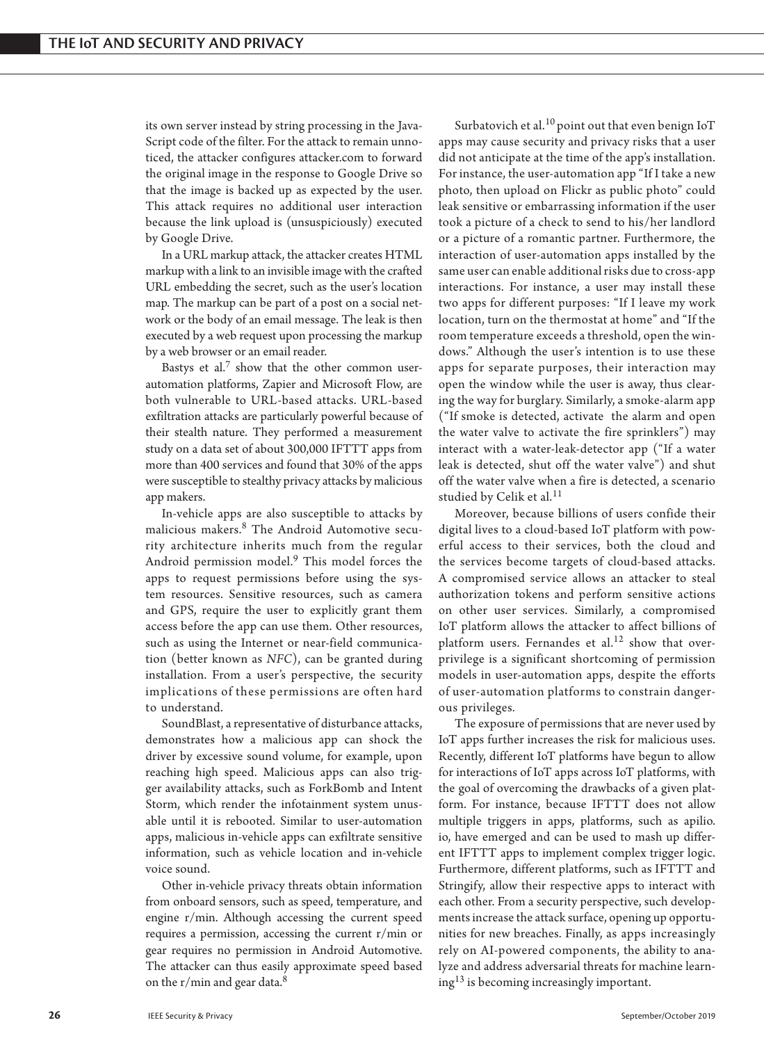its own server instead by string processing in the JavaScript code of the filter. For the attack to remain unnoticed, the attacker configures attacker.com to forward the original image in the response to Google Drive so that the image is backed up as expected by the user. This attack requires no additional user interaction because the link upload is (unsuspiciously) executed by Google Drive.

In a URL markup attack, the attacker creates HTML markup with a link to an invisible image with the crafted URL embedding the secret, such as the user's location map. The markup can be part of a post on a social network or the body of an email message. The leak is then executed by a web request upon processing the markup by a web browser or an email reader.

Bastys et al.[7] show that the other common user-automation platforms, Zapier and Microsoft Flow, are both vulnerable to URL-based attacks. URL-based exfiltration attacks are particularly powerful because of their stealth nature. They performed a measurement study on a data set of about 300,000 IFTTT apps from more than 400 services and found that 30% of the apps were susceptible to stealthy privacy attacks by malicious app makers.

In-vehicle apps are also susceptible to attacks by malicious makers.[8] The Android Automotive security architecture inherits much from the regular Android permission model.[9] This model forces the apps to request permissions before using the system resources. Sensitive resources, such as camera and GPS, require the user to explicitly grant them access before the app can use them. Other resources, such as using the Internet or near-field communication (better known as *NFC*), can be granted during installation. From a user's perspective, the security implications of these permissions are often hard to understand.

SoundBlast, a representative of disturbance attacks, demonstrates how a malicious app can shock the driver by excessive sound volume, for example, upon reaching high speed. Malicious apps can also trigger availability attacks, such as ForkBomb and Intent Storm, which render the infotainment system unusable until it is rebooted. Similar to user-automation apps, malicious in-vehicle apps can exfiltrate sensitive information, such as vehicle location and in-vehicle voice sound.

Other in-vehicle privacy threats obtain information from onboard sensors, such as speed, temperature, and engine r/min. Although accessing the current speed requires a permission, accessing the current r/min or gear requires no permission in Android Automotive. The attacker can thus easily approximate speed based on the r/min and gear data.[8]

Surbatovich et al.[10] point out that even benign IoT apps may cause security and privacy risks that a user did not anticipate at the time of the app's installation. For instance, the user-automation app "If I take a new photo, then upload on Flickr as public photo" could leak sensitive or embarrassing information if the user took a picture of a check to send to his/her landlord or a picture of a romantic partner. Furthermore, the interaction of user-automation apps installed by the same user can enable additional risks due to cross-app interactions. For instance, a user may install these two apps for different purposes: "If I leave my work location, turn on the thermostat at home" and "If the room temperature exceeds a threshold, open the windows." Although the user's intention is to use these apps for separate purposes, their interaction may open the window while the user is away, thus clearing the way for burglary. Similarly, a smoke-alarm app ("If smoke is detected, activate the alarm and open the water valve to activate the fire sprinklers") may interact with a water-leak-detector app ("If a water leak is detected, shut off the water valve") and shut off the water valve when a fire is detected, a scenario studied by Celik et al.[11]

Moreover, because billions of users confide their digital lives to a cloud-based IoT platform with powerful access to their services, both the cloud and the services become targets of cloud-based attacks. A compromised service allows an attacker to steal authorization tokens and perform sensitive actions on other user services. Similarly, a compromised IoT platform allows the attacker to affect billions of platform users. Fernandes et al.[12] show that overprivilege is a significant shortcoming of permission models in user-automation apps, despite the efforts of user-automation platforms to constrain dangerous privileges.

The exposure of permissions that are never used by IoT apps further increases the risk for malicious uses. Recently, different IoT platforms have begun to allow for interactions of IoT apps across IoT platforms, with the goal of overcoming the drawbacks of a given platform. For instance, because IFTTT does not allow multiple triggers in apps, platforms, such as apilio.io, have emerged and can be used to mash up different IFTTT apps to implement complex trigger logic. Furthermore, different platforms, such as IFTTT and Stringify, allow their respective apps to interact with each other. From a security perspective, such developments increase the attack surface, opening up opportunities for new breaches. Finally, as apps increasingly rely on AI-powered components, the ability to analyze and address adversarial threats for machine learning[13] is becoming increasingly important.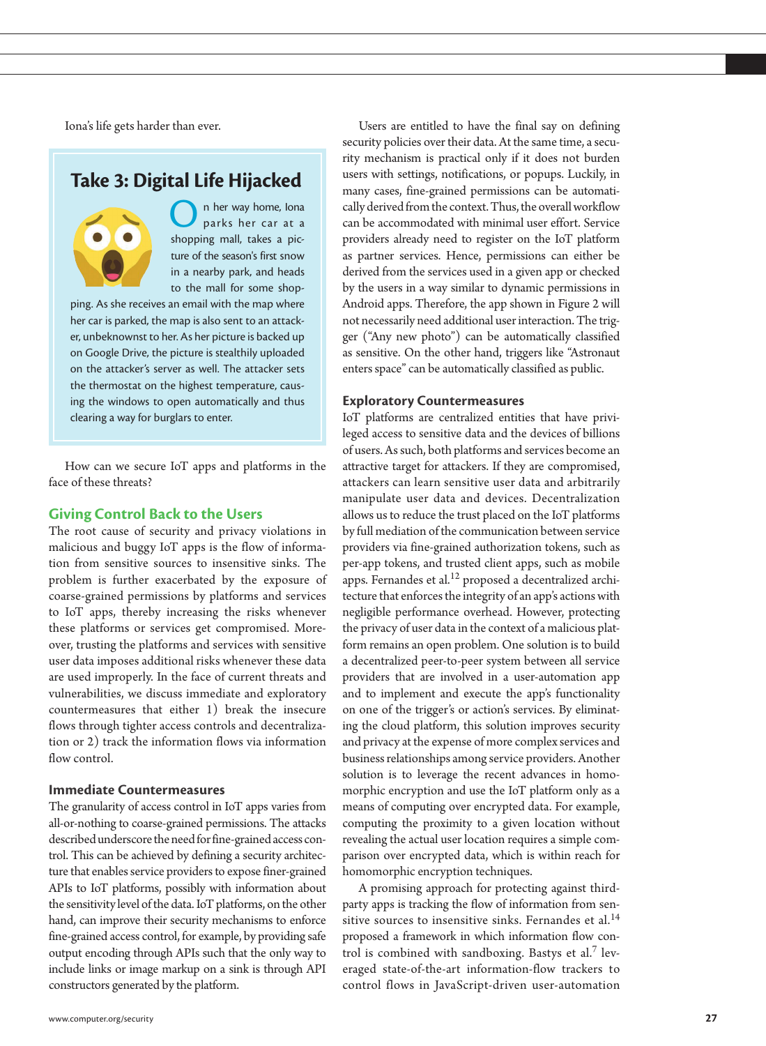Iona's life gets harder than ever.

## Take 3: Digital Life Hijacked

On her way home, Iona parks her car at a shopping mall, takes a picture of the season's first snow in a nearby park, and heads to the mall for some shopping. As she receives an email with the map where her car is parked, the map is also sent to an attacker, unbeknownst to her. As her picture is backed up on Google Drive, the picture is stealthily uploaded on the attacker's server as well. The attacker sets the thermostat on the highest temperature, causing the windows to open automatically and thus clearing a way for burglars to enter.

How can we secure IoT apps and platforms in the face of these threats?

## Giving Control Back to the Users

The root cause of security and privacy violations in malicious and buggy IoT apps is the flow of information from sensitive sources to insensitive sinks. The problem is further exacerbated by the exposure of coarse-grained permissions by platforms and services to IoT apps, thereby increasing the risks whenever these platforms or services get compromised. Moreover, trusting the platforms and services with sensitive user data imposes additional risks whenever these data are used improperly. In the face of current threats and vulnerabilities, we discuss immediate and exploratory countermeasures that either 1) break the insecure flows through tighter access controls and decentralization or 2) track the information flows via information flow control.

### Immediate Countermeasures

The granularity of access control in IoT apps varies from all-or-nothing to coarse-grained permissions. The attacks described underscore the need for fine-grained access control. This can be achieved by defining a security architecture that enables service providers to expose finer-grained APIs to IoT platforms, possibly with information about the sensitivity level of the data. IoT platforms, on the other hand, can improve their security mechanisms to enforce fine-grained access control, for example, by providing safe output encoding through APIs such that the only way to include links or image markup on a sink is through API constructors generated by the platform.

Users are entitled to have the final say on defining security policies over their data. At the same time, a security mechanism is practical only if it does not burden users with settings, notifications, or popups. Luckily, in many cases, fine-grained permissions can be automatically derived from the context. Thus, the overall workflow can be accommodated with minimal user effort. Service providers already need to register on the IoT platform as partner services. Hence, permissions can either be derived from the services used in a given app or checked by the users in a way similar to dynamic permissions in Android apps. Therefore, the app shown in Figure 2 will not necessarily need additional user interaction. The trigger ("Any new photo") can be automatically classified as sensitive. On the other hand, triggers like "Astronaut enters space" can be automatically classified as public.

### Exploratory Countermeasures

IoT platforms are centralized entities that have privileged access to sensitive data and the devices of billions of users. As such, both platforms and services become an attractive target for attackers. If they are compromised, attackers can learn sensitive user data and arbitrarily manipulate user data and devices. Decentralization allows us to reduce the trust placed on the IoT platforms by full mediation of the communication between service providers via fine-grained authorization tokens, such as per-app tokens, and trusted client apps, such as mobile apps. Fernandes et al.[12] proposed a decentralized architecture that enforces the integrity of an app's actions with negligible performance overhead. However, protecting the privacy of user data in the context of a malicious platform remains an open problem. One solution is to build a decentralized peer-to-peer system between all service providers that are involved in a user-automation app and to implement and execute the app's functionality on one of the trigger's or action's services. By eliminating the cloud platform, this solution improves security and privacy at the expense of more complex services and business relationships among service providers. Another solution is to leverage the recent advances in homomorphic encryption and use the IoT platform only as a means of computing over encrypted data. For example, computing the proximity to a given location without revealing the actual user location requires a simple comparison over encrypted data, which is within reach for homomorphic encryption techniques.

A promising approach for protecting against third-party apps is tracking the flow of information from sensitive sources to insensitive sinks. Fernandes et al.[14] proposed a framework in which information flow control is combined with sandboxing. Bastys et al.[7] leveraged state-of-the-art information-flow trackers to control flows in JavaScript-driven user-automation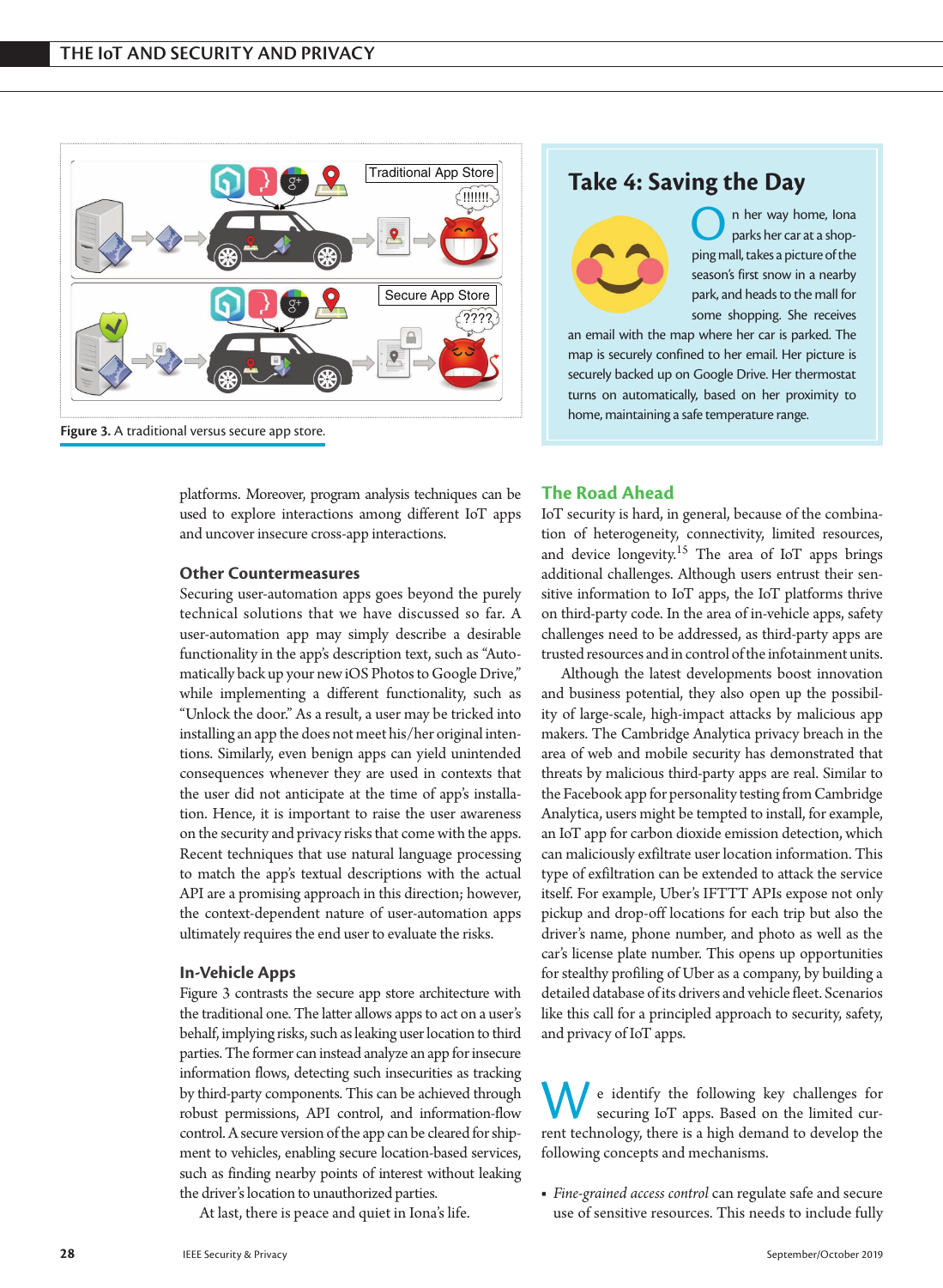Traditional App Store

!!!!!!!

Secure App Store

????

Figure 3. A traditional versus secure app store.

## Take 4: Saving the Day

On her way home, Iona parks her car at a shopping mall, takes a picture of the season's first snow in a nearby park, and heads to the mall for some shopping. She receives an email with the map where her car is parked. The map is securely confined to her email. Her picture is securely backed up on Google Drive. Her thermostat turns on automatically, based on her proximity to home, maintaining a safe temperature range.

platforms. Moreover, program analysis techniques can be used to explore interactions among different IoT apps and uncover insecure cross-app interactions.

### Other Countermeasures

Securing user-automation apps goes beyond the purely technical solutions that we have discussed so far. A user-automation app may simply describe a desirable functionality in the app's description text, such as "Automatically back up your new iOS Photos to Google Drive," while implementing a different functionality, such as "Unlock the door." As a result, a user may be tricked into installing an app the does not meet his/her original intentions. Similarly, even benign apps can yield unintended consequences whenever they are used in contexts that the user did not anticipate at the time of app's installation. Hence, it is important to raise the user awareness on the security and privacy risks that come with the apps. Recent techniques that use natural language processing to match the app's textual descriptions with the actual API are a promising approach in this direction; however, the context-dependent nature of user-automation apps ultimately requires the end user to evaluate the risks.

### In-Vehicle Apps

Figure 3 contrasts the secure app store architecture with the traditional one. The latter allows apps to act on a user's behalf, implying risks, such as leaking user location to third parties. The former can instead analyze an app for insecure information flows, detecting such insecurities as tracking by third-party components. This can be achieved through robust permissions, API control, and information-flow control. A secure version of the app can be cleared for shipment to vehicles, enabling secure location-based services, such as finding nearby points of interest without leaking the driver's location to unauthorized parties.

At last, there is peace and quiet in Iona's life.

## The Road Ahead

IoT security is hard, in general, because of the combination of heterogeneity, connectivity, limited resources, and device longevity.[15] The area of IoT apps brings additional challenges. Although users entrust their sensitive information to IoT apps, the IoT platforms thrive on third-party code. In the area of in-vehicle apps, safety challenges need to be addressed, as third-party apps are trusted resources and in control of the infotainment units.

Although the latest developments boost innovation and business potential, they also open up the possibility of large-scale, high-impact attacks by malicious app makers. The Cambridge Analytica privacy breach in the area of web and mobile security has demonstrated that threats by malicious third-party apps are real. Similar to the Facebook app for personality testing from Cambridge Analytica, users might be tempted to install, for example, an IoT app for carbon dioxide emission detection, which can maliciously exfiltrate user location information. This type of exfiltration can be extended to attack the service itself. For example, Uber's IFTTT APIs expose not only pickup and drop-off locations for each trip but also the driver's name, phone number, and photo as well as the car's license plate number. This opens up opportunities for stealthy profiling of Uber as a company, by building a detailed database of its drivers and vehicle fleet. Scenarios like this call for a principled approach to security, safety, and privacy of IoT apps.

We identify the following key challenges for securing IoT apps. Based on the limited current technology, there is a high demand to develop the following concepts and mechanisms.

- *Fine-grained access control* can regulate safe and secure use of sensitive resources. This needs to include fully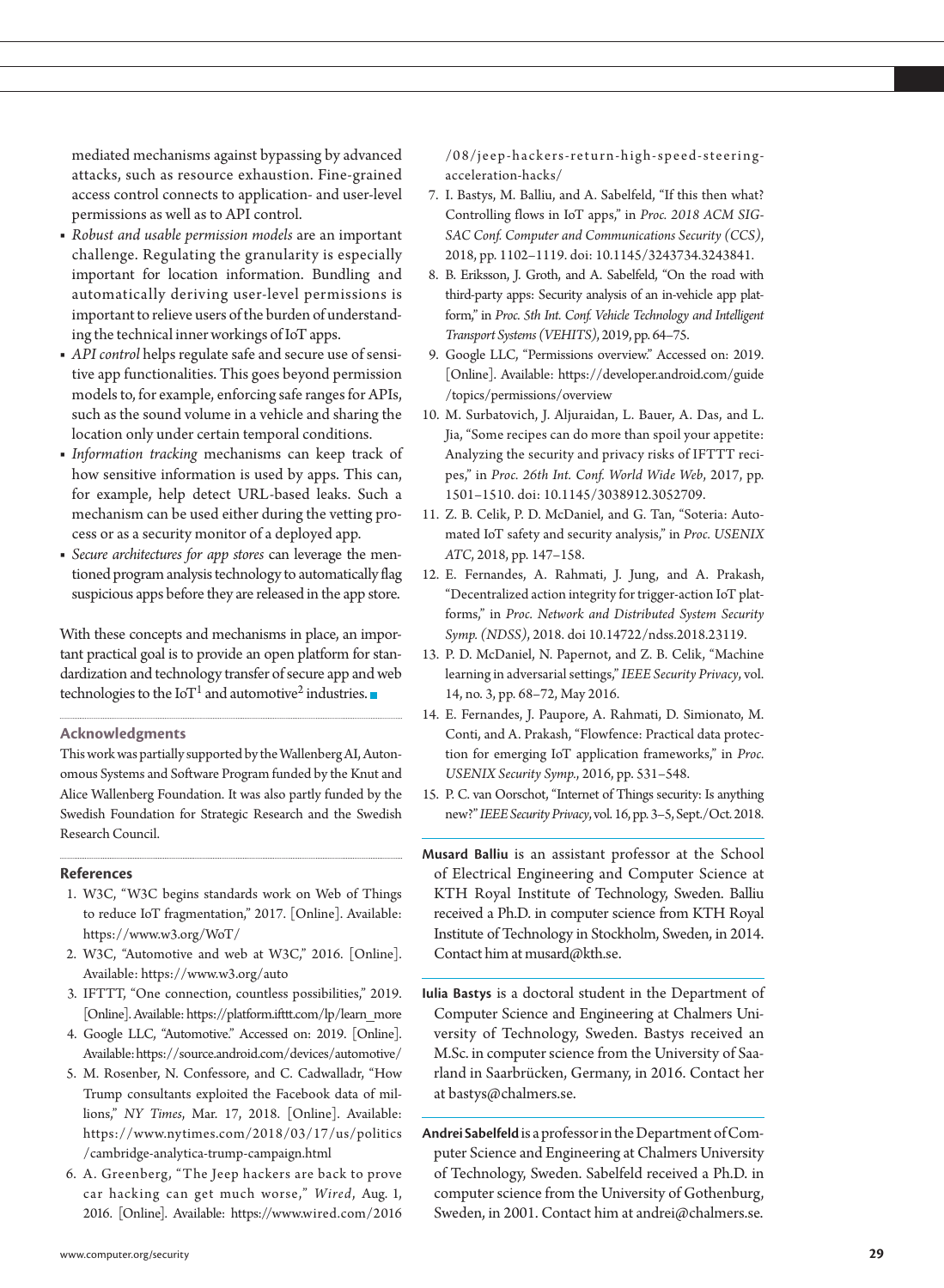mediated mechanisms against bypassing by advanced attacks, such as resource exhaustion. Fine-grained access control connects to application- and user-level permissions as well as to API control.

- *Robust and usable permission models* are an important challenge. Regulating the granularity is especially important for location information. Bundling and automatically deriving user-level permissions is important to relieve users of the burden of understanding the technical inner workings of IoT apps.
- *API control* helps regulate safe and secure use of sensitive app functionalities. This goes beyond permission models to, for example, enforcing safe ranges for APIs, such as the sound volume in a vehicle and sharing the location only under certain temporal conditions.
- *Information tracking* mechanisms can keep track of how sensitive information is used by apps. This can, for example, help detect URL-based leaks. Such a mechanism can be used either during the vetting process or as a security monitor of a deployed app.
- *Secure architectures for app stores* can leverage the mentioned program analysis technology to automatically flag suspicious apps before they are released in the app store.

With these concepts and mechanisms in place, an important practical goal is to provide an open platform for standardization and technology transfer of secure app and web technologies to the IoT[1] and automotive[2] industries.

### Acknowledgments

This work was partially supported by the Wallenberg AI, Autonomous Systems and Software Program funded by the Knut and Alice Wallenberg Foundation. It was also partly funded by the Swedish Foundation for Strategic Research and the Swedish Research Council.

### References

1. W3C, "W3C begins standards work on Web of Things to reduce IoT fragmentation," 2017. [Online]. Available: https://www.w3.org/WoT/
2. W3C, "Automotive and web at W3C," 2016. [Online]. Available: https://www.w3.org/auto
3. IFTTT, "One connection, countless possibilities," 2019. [Online]. Available: https://platform.ifttt.com/lp/learn_more
4. Google LLC, "Automotive." Accessed on: 2019. [Online]. Available: https://source.android.com/devices/automotive/
5. M. Rosenber, N. Confessore, and C. Cadwalladr, "How Trump consultants exploited the Facebook data of millions," *NY Times*, Mar. 17, 2018. [Online]. Available: https://www.nytimes.com/2018/03/17/us/politics/cambridge-analytica-trump-campaign.html
6. A. Greenberg, "The Jeep hackers are back to prove car hacking can get much worse," *Wired*, Aug. 1, 2016. [Online]. Available: https://www.wired.com/2016/08/jeep-hackers-return-high-speed-steering-acceleration-hacks/
7. I. Bastys, M. Balliu, and A. Sabelfeld, "If this then what? Controlling flows in IoT apps," in *Proc. 2018 ACM SIGSAC Conf. Computer and Communications Security (CCS)*, 2018, pp. 1102–1119. doi: 10.1145/3243734.3243841.
8. B. Eriksson, J. Groth, and A. Sabelfeld, "On the road with third-party apps: Security analysis of an in-vehicle app platform," in *Proc. 5th Int. Conf. Vehicle Technology and Intelligent Transport Systems (VEHITS)*, 2019, pp. 64–75.
9. Google LLC, "Permissions overview." Accessed on: 2019. [Online]. Available: https://developer.android.com/guide/topics/permissions/overview
10. M. Surbatovich, J. Aljuraidan, L. Bauer, A. Das, and L. Jia, "Some recipes can do more than spoil your appetite: Analyzing the security and privacy risks of IFTTT recipes," in *Proc. 26th Int. Conf. World Wide Web*, 2017, pp. 1501–1510. doi: 10.1145/3038912.3052709.
11. Z. B. Celik, P. D. McDaniel, and G. Tan, "Soteria: Automated IoT safety and security analysis," in *Proc. USENIX ATC*, 2018, pp. 147–158.
12. E. Fernandes, A. Rahmati, J. Jung, and A. Prakash, "Decentralized action integrity for trigger-action IoT platforms," in *Proc. Network and Distributed System Security Symp. (NDSS)*, 2018. doi 10.14722/ndss.2018.23119.
13. P. D. McDaniel, N. Papernot, and Z. B. Celik, "Machine learning in adversarial settings," *IEEE Security Privacy*, vol. 14, no. 3, pp. 68–72, May 2016.
14. E. Fernandes, J. Paupore, A. Rahmati, D. Simionato, M. Conti, and A. Prakash, "Flowfence: Practical data protection for emerging IoT application frameworks," in *Proc. USENIX Security Symp.*, 2016, pp. 531–548.
15. P. C. van Oorschot, "Internet of Things security: Is anything new?" *IEEE Security Privacy*, vol. 16, pp. 3–5, Sept./Oct. 2018.

**Musard Balliu** is an assistant professor at the School of Electrical Engineering and Computer Science at KTH Royal Institute of Technology, Sweden. Balliu received a Ph.D. in computer science from KTH Royal Institute of Technology in Stockholm, Sweden, in 2014. Contact him at musard@kth.se.

**Iulia Bastys** is a doctoral student in the Department of Computer Science and Engineering at Chalmers University of Technology, Sweden. Bastys received an M.Sc. in computer science from the University of Saarland in Saarbrücken, Germany, in 2016. Contact her at bastys@chalmers.se.

**Andrei Sabelfeld** is a professor in the Department of Computer Science and Engineering at Chalmers University of Technology, Sweden. Sabelfeld received a Ph.D. in computer science from the University of Gothenburg, Sweden, in 2001. Contact him at andrei@chalmers.se.